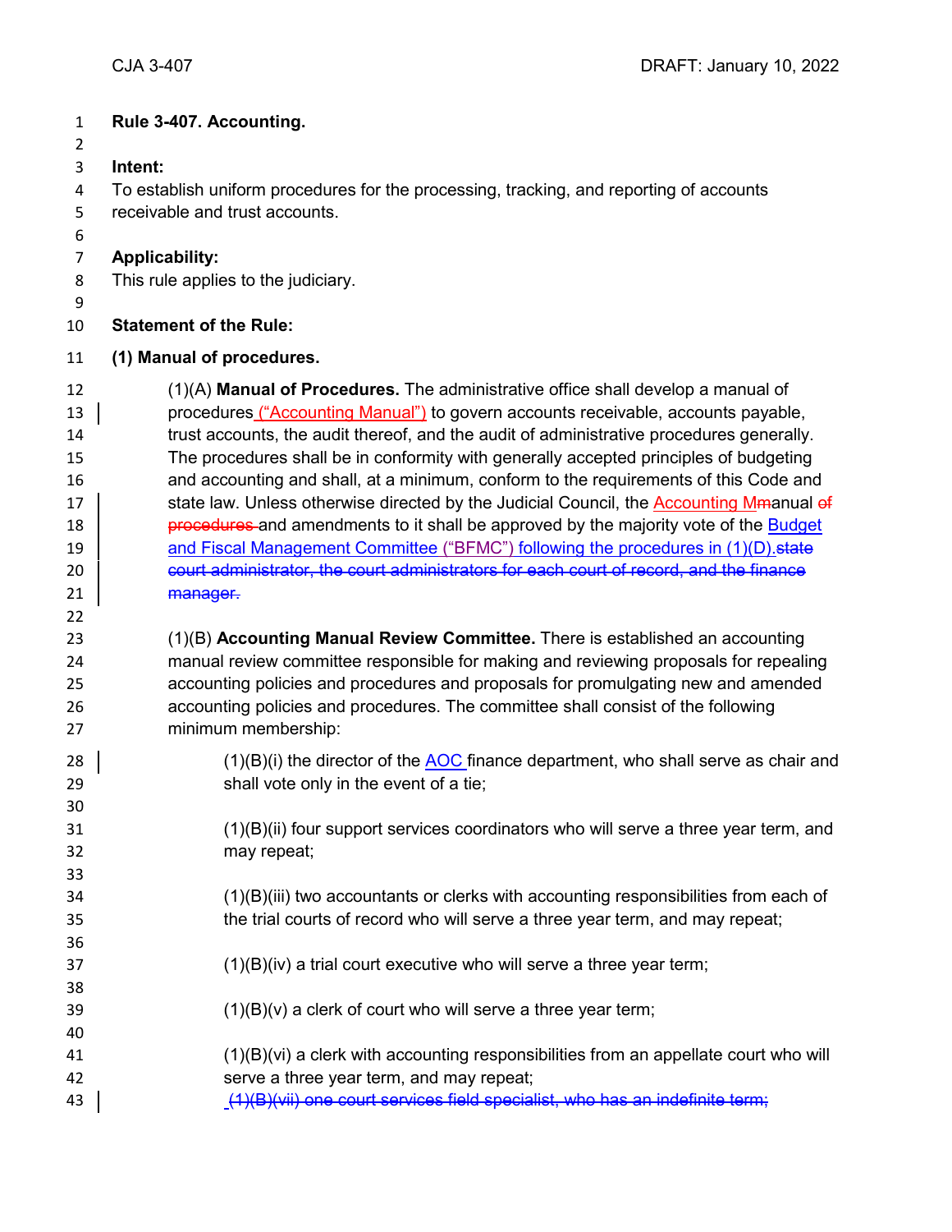# Rule 3-407. Accounting.

**Intent:**

To establish uniform procedures for the processing, tracking, and reporting of accounts receivable and trust accounts.

**Applicability:**

This rule applies to the judiciary.

**Statement of the Rule:**

**(1) Manual of procedures.**

(1)(A) **Manual of Procedures.** The administrative office shall develop a manual of procedures ("Accounting Manual") to govern accounts receivable, accounts payable, trust accounts, the audit thereof, and the audit of administrative procedures generally. The procedures shall be in conformity with generally accepted principles of budgeting and accounting and shall, at a minimum, conform to the requirements of this Code and state law. Unless otherwise directed by the Judicial Council, the Accounting Mmanual ~~of procedures~~ and amendments to it shall be approved by the majority vote of the Budget and Fiscal Management Committee ("BFMC") following the procedures in (1)(D).~~state court administrator, the court administrators for each court of record, and the finance manager.~~

(1)(B) **Accounting Manual Review Committee.** There is established an accounting manual review committee responsible for making and reviewing proposals for repealing accounting policies and procedures and proposals for promulgating new and amended accounting policies and procedures. The committee shall consist of the following minimum membership:

(1)(B)(i) the director of the AOC finance department, who shall serve as chair and shall vote only in the event of a tie;

(1)(B)(ii) four support services coordinators who will serve a three year term, and may repeat;

(1)(B)(iii) two accountants or clerks with accounting responsibilities from each of the trial courts of record who will serve a three year term, and may repeat;

(1)(B)(iv) a trial court executive who will serve a three year term;

(1)(B)(v) a clerk of court who will serve a three year term;

(1)(B)(vi) a clerk with accounting responsibilities from an appellate court who will serve a three year term, and may repeat;

~~(1)(B)(vii) one court services field specialist, who has an indefinite term;~~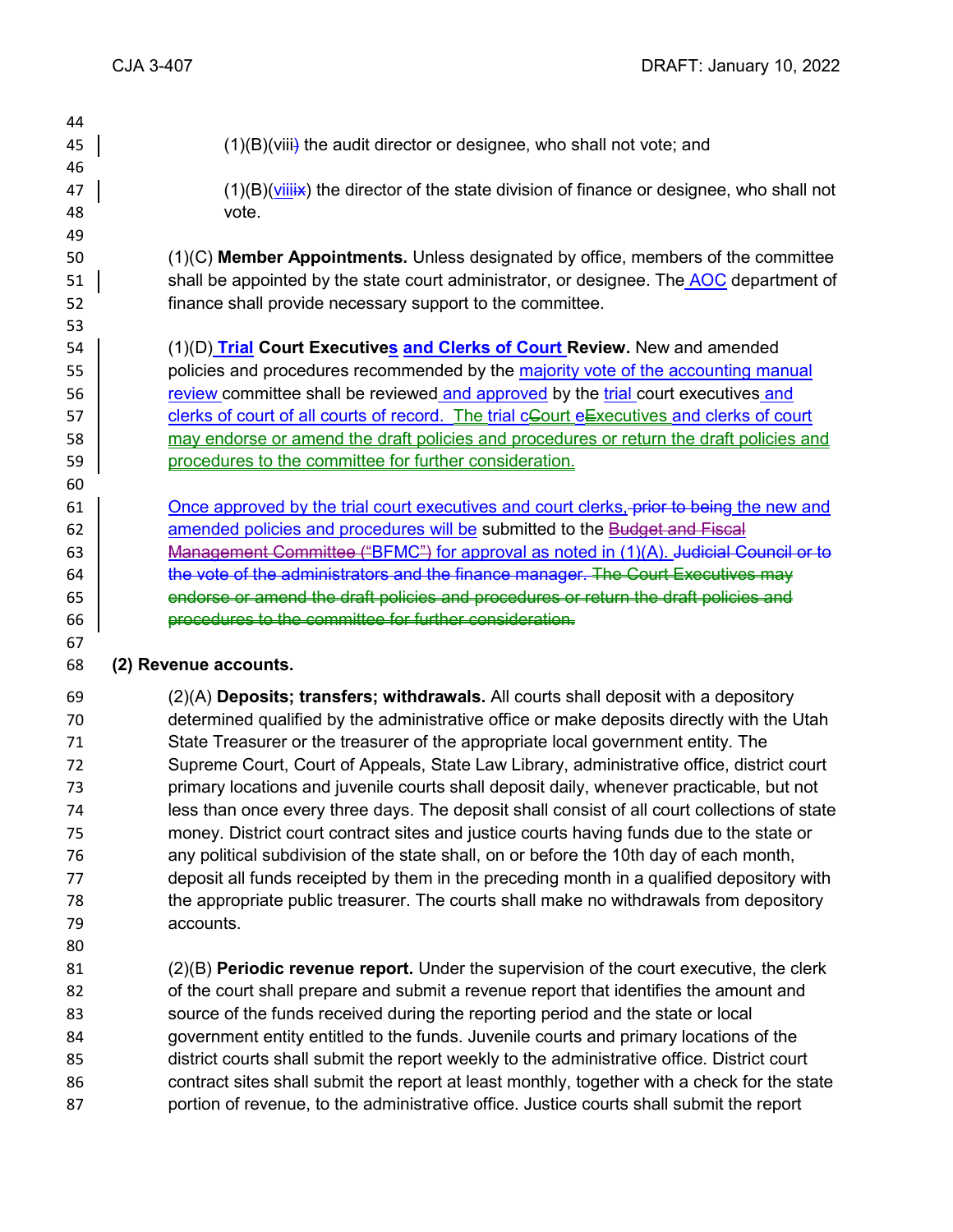(1)(B)(viii) the audit director or designee, who shall not vote; and

(1)(B)(viiiix) the director of the state division of finance or designee, who shall not vote.

(1)(C) **Member Appointments.** Unless designated by office, members of the committee shall be appointed by the state court administrator, or designee. The AOC department of finance shall provide necessary support to the committee.

(1)(D) **Trial Court Executives and Clerks of Court Review.** New and amended policies and procedures recommended by the majority vote of the accounting manual review committee shall be reviewed and approved by the trial court executives and clerks of court of all courts of record. The trial cCourt eExecutives and clerks of court may endorse or amend the draft policies and procedures or return the draft policies and procedures to the committee for further consideration.

Once approved by the trial court executives and court clerks, prior to being the new and amended policies and procedures will be submitted to the Budget and Fiscal Management Committee ("BFMC") for approval as noted in (1)(A). Judicial Council or to the vote of the administrators and the finance manager. The Court Executives may endorse or amend the draft policies and procedures or return the draft policies and procedures to the committee for further consideration.

**(2) Revenue accounts.**

(2)(A) **Deposits; transfers; withdrawals.** All courts shall deposit with a depository determined qualified by the administrative office or make deposits directly with the Utah State Treasurer or the treasurer of the appropriate local government entity. The Supreme Court, Court of Appeals, State Law Library, administrative office, district court primary locations and juvenile courts shall deposit daily, whenever practicable, but not less than once every three days. The deposit shall consist of all court collections of state money. District court contract sites and justice courts having funds due to the state or any political subdivision of the state shall, on or before the 10th day of each month, deposit all funds receipted by them in the preceding month in a qualified depository with the appropriate public treasurer. The courts shall make no withdrawals from depository accounts.

(2)(B) **Periodic revenue report.** Under the supervision of the court executive, the clerk of the court shall prepare and submit a revenue report that identifies the amount and source of the funds received during the reporting period and the state or local government entity entitled to the funds. Juvenile courts and primary locations of the district courts shall submit the report weekly to the administrative office. District court contract sites shall submit the report at least monthly, together with a check for the state portion of revenue, to the administrative office. Justice courts shall submit the report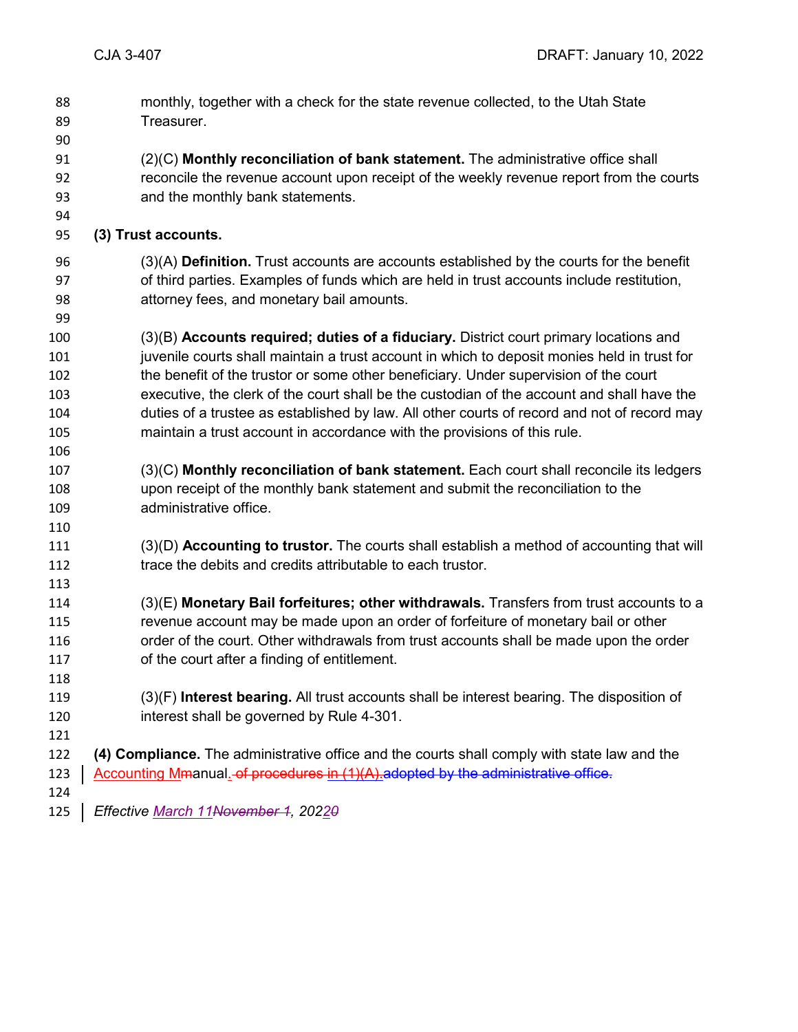monthly, together with a check for the state revenue collected, to the Utah State Treasurer.

(2)(C) **Monthly reconciliation of bank statement.** The administrative office shall reconcile the revenue account upon receipt of the weekly revenue report from the courts and the monthly bank statements.

**(3) Trust accounts.**

(3)(A) **Definition.** Trust accounts are accounts established by the courts for the benefit of third parties. Examples of funds which are held in trust accounts include restitution, attorney fees, and monetary bail amounts.

(3)(B) **Accounts required; duties of a fiduciary.** District court primary locations and juvenile courts shall maintain a trust account in which to deposit monies held in trust for the benefit of the trustor or some other beneficiary. Under supervision of the court executive, the clerk of the court shall be the custodian of the account and shall have the duties of a trustee as established by law. All other courts of record and not of record may maintain a trust account in accordance with the provisions of this rule.

(3)(C) **Monthly reconciliation of bank statement.** Each court shall reconcile its ledgers upon receipt of the monthly bank statement and submit the reconciliation to the administrative office.

(3)(D) **Accounting to trustor.** The courts shall establish a method of accounting that will trace the debits and credits attributable to each trustor.

(3)(E) **Monetary Bail forfeitures; other withdrawals.** Transfers from trust accounts to a revenue account may be made upon an order of forfeiture of monetary bail or other order of the court. Other withdrawals from trust accounts shall be made upon the order of the court after a finding of entitlement.

(3)(F) **Interest bearing.** All trust accounts shall be interest bearing. The disposition of interest shall be governed by Rule 4-301.

**(4) Compliance.** The administrative office and the courts shall comply with state law and the Accounting Mmanual. ~~of procedures in (1)(A).~~~~adopted by the administrative office.~~

*Effective March 11~~November 1~~, 20220*